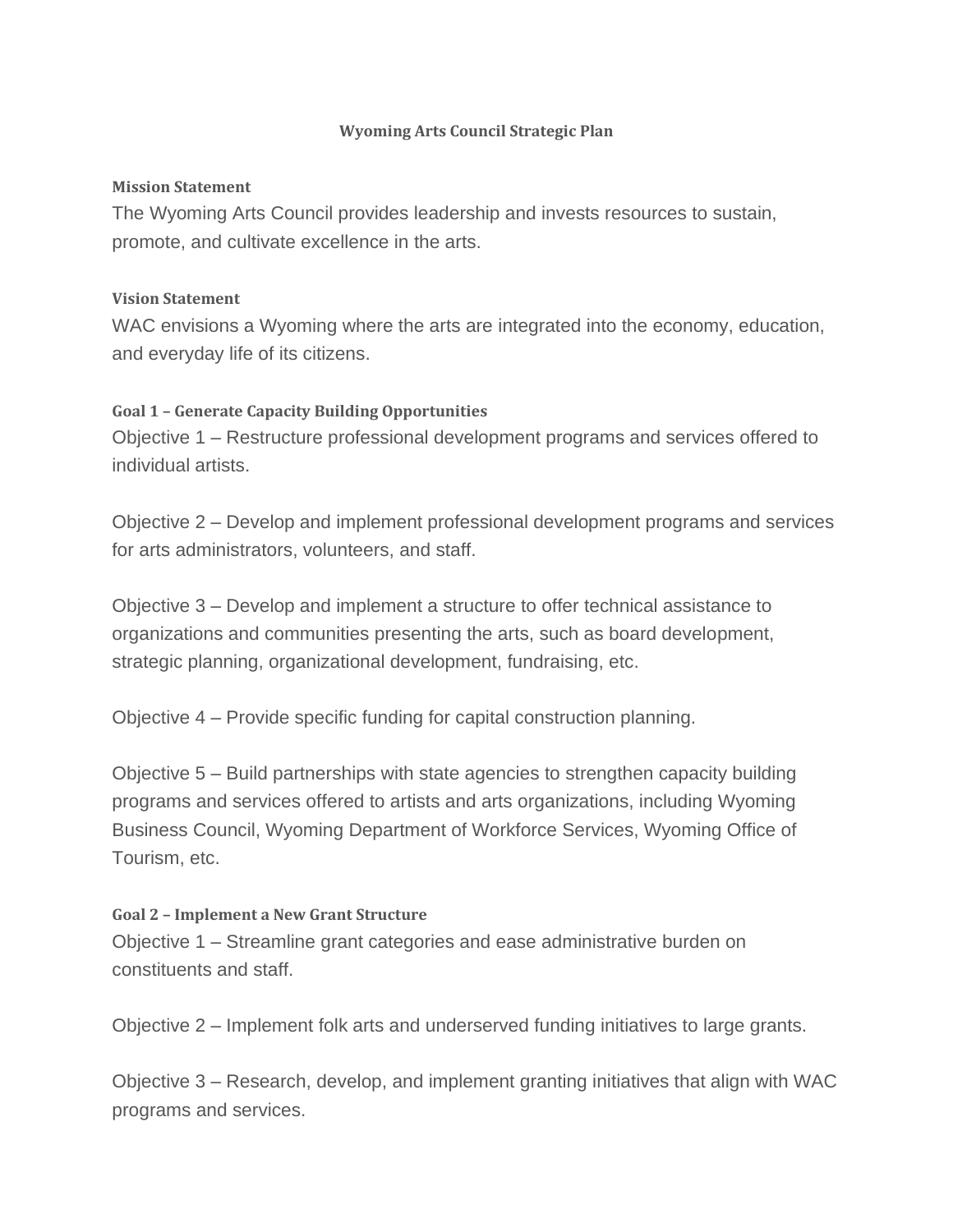# Wyoming Arts Council Strategic Plan

### Mission Statement

The Wyoming Arts Council provides leadership and invests resources to sustain, promote, and cultivate excellence in the arts.

### Vision Statement

WAC envisions a Wyoming where the arts are integrated into the economy, education, and everyday life of its citizens.

### Goal 1 – Generate Capacity Building Opportunities

Objective 1 – Restructure professional development programs and services offered to individual artists.

Objective 2 – Develop and implement professional development programs and services for arts administrators, volunteers, and staff.

Objective 3 – Develop and implement a structure to offer technical assistance to organizations and communities presenting the arts, such as board development, strategic planning, organizational development, fundraising, etc.

Objective 4 – Provide specific funding for capital construction planning.

Objective 5 – Build partnerships with state agencies to strengthen capacity building programs and services offered to artists and arts organizations, including Wyoming Business Council, Wyoming Department of Workforce Services, Wyoming Office of Tourism, etc.

### Goal 2 – Implement a New Grant Structure

Objective 1 – Streamline grant categories and ease administrative burden on constituents and staff.

Objective 2 – Implement folk arts and underserved funding initiatives to large grants.

Objective 3 – Research, develop, and implement granting initiatives that align with WAC programs and services.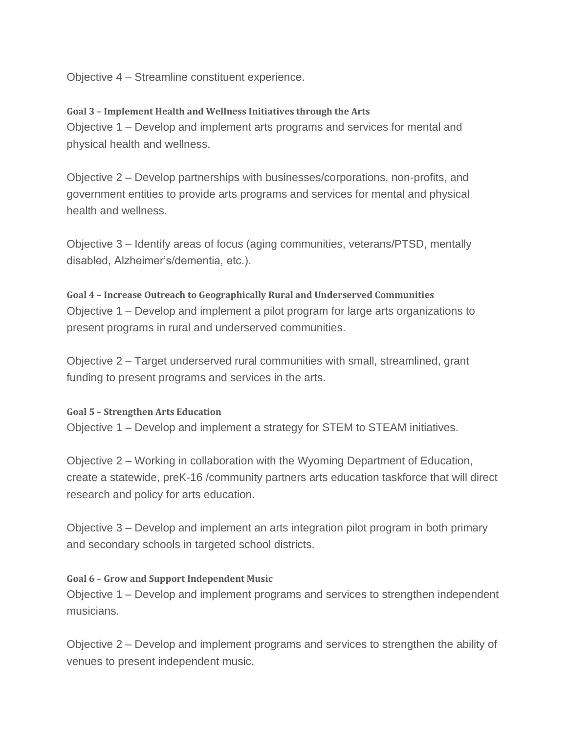Objective 4 – Streamline constituent experience.

**Goal 3 – Implement Health and Wellness Initiatives through the Arts**

Objective 1 – Develop and implement arts programs and services for mental and physical health and wellness.

Objective 2 – Develop partnerships with businesses/corporations, non-profits, and government entities to provide arts programs and services for mental and physical health and wellness.

Objective 3 – Identify areas of focus (aging communities, veterans/PTSD, mentally disabled, Alzheimer's/dementia, etc.).

**Goal 4 – Increase Outreach to Geographically Rural and Underserved Communities**

Objective 1 – Develop and implement a pilot program for large arts organizations to present programs in rural and underserved communities.

Objective 2 – Target underserved rural communities with small, streamlined, grant funding to present programs and services in the arts.

**Goal 5 – Strengthen Arts Education**

Objective 1 – Develop and implement a strategy for STEM to STEAM initiatives.

Objective 2 – Working in collaboration with the Wyoming Department of Education, create a statewide, preK-16 /community partners arts education taskforce that will direct research and policy for arts education.

Objective 3 – Develop and implement an arts integration pilot program in both primary and secondary schools in targeted school districts.

**Goal 6 – Grow and Support Independent Music**

Objective 1 – Develop and implement programs and services to strengthen independent musicians.

Objective 2 – Develop and implement programs and services to strengthen the ability of venues to present independent music.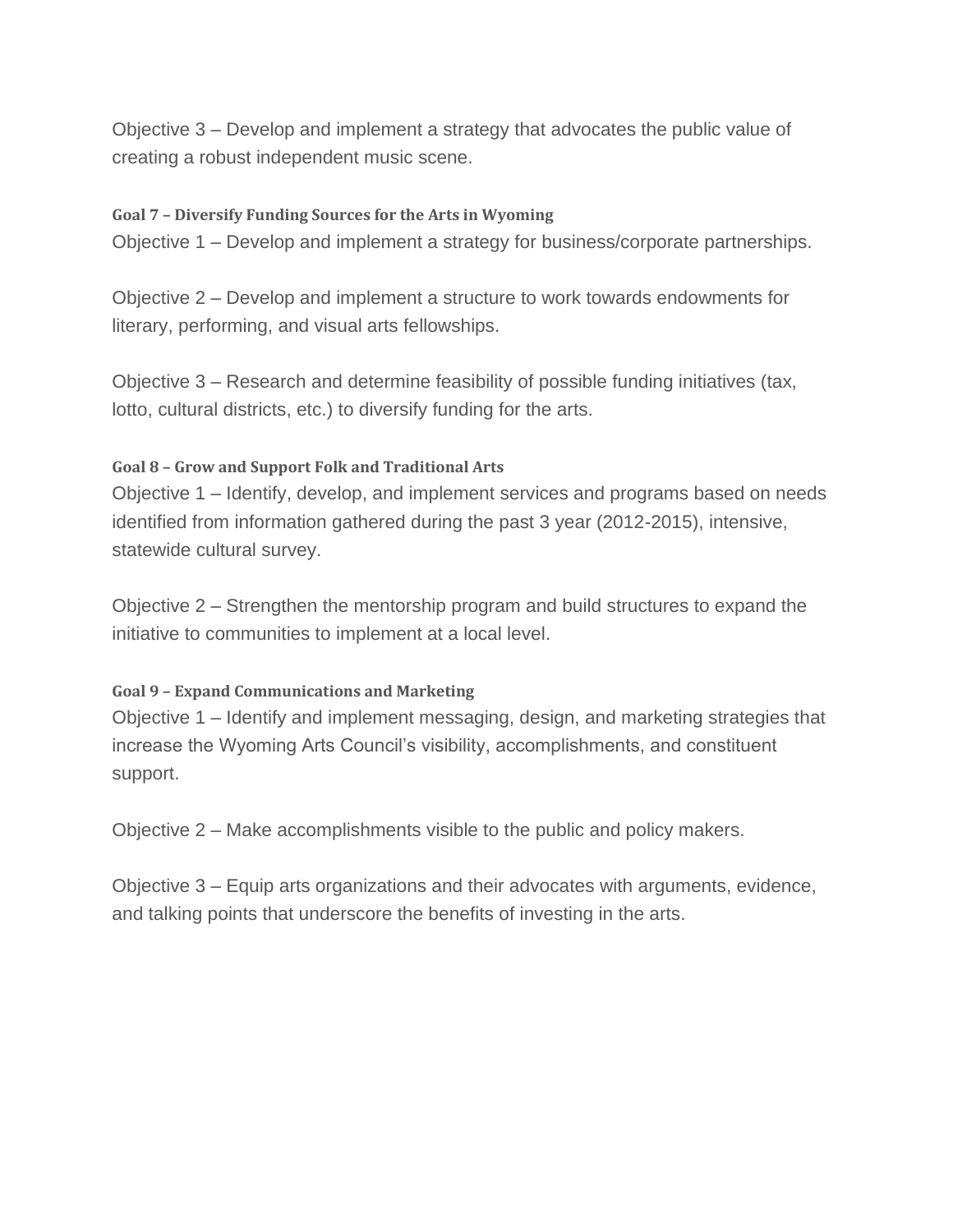Objective 3 – Develop and implement a strategy that advocates the public value of creating a robust independent music scene.

#### Goal 7 – Diversify Funding Sources for the Arts in Wyoming

Objective 1 – Develop and implement a strategy for business/corporate partnerships.

Objective 2 – Develop and implement a structure to work towards endowments for literary, performing, and visual arts fellowships.

Objective 3 – Research and determine feasibility of possible funding initiatives (tax, lotto, cultural districts, etc.) to diversify funding for the arts.

#### Goal 8 – Grow and Support Folk and Traditional Arts

Objective 1 – Identify, develop, and implement services and programs based on needs identified from information gathered during the past 3 year (2012-2015), intensive, statewide cultural survey.

Objective 2 – Strengthen the mentorship program and build structures to expand the initiative to communities to implement at a local level.

#### Goal 9 – Expand Communications and Marketing

Objective 1 – Identify and implement messaging, design, and marketing strategies that increase the Wyoming Arts Council's visibility, accomplishments, and constituent support.

Objective 2 – Make accomplishments visible to the public and policy makers.

Objective 3 – Equip arts organizations and their advocates with arguments, evidence, and talking points that underscore the benefits of investing in the arts.